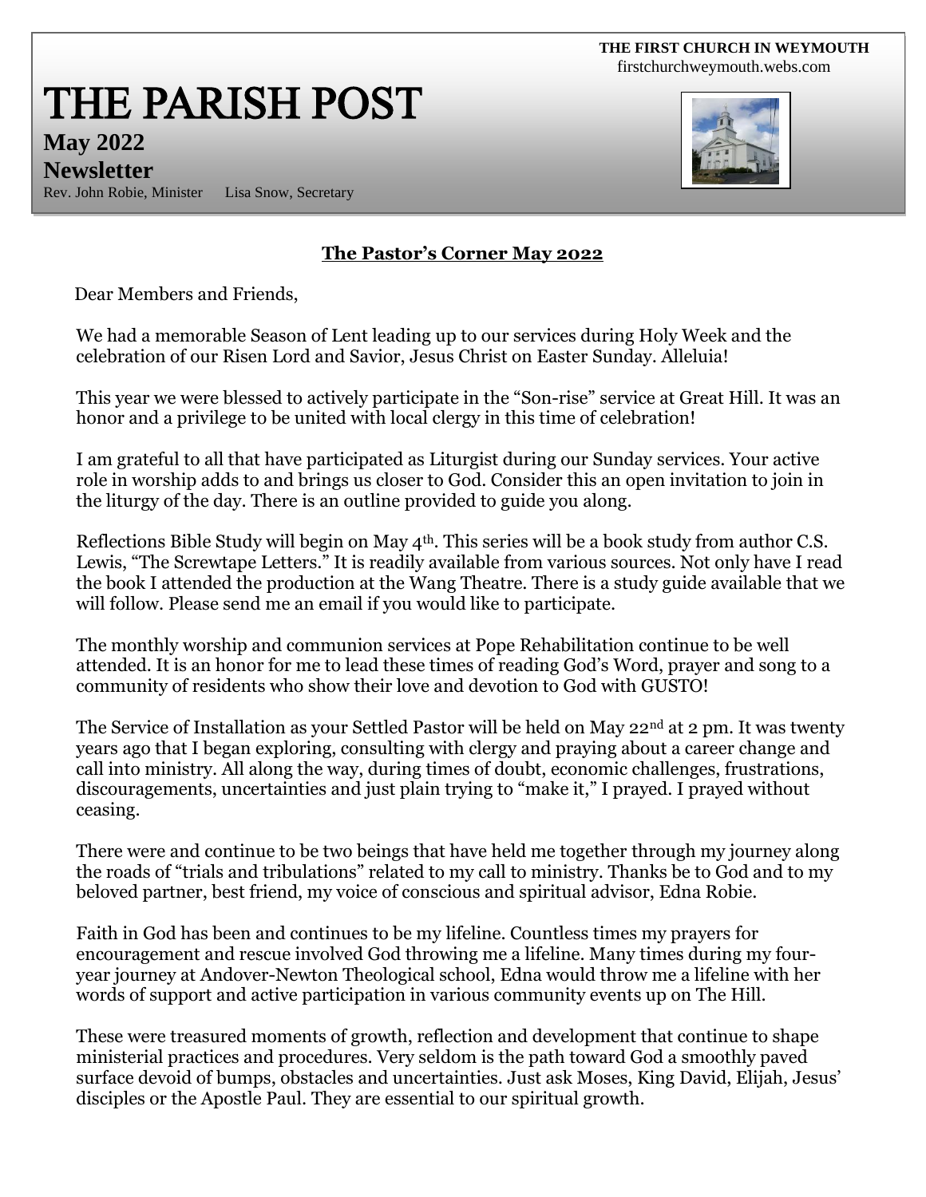THE FIRST CHURCH IN WEYMOUTH
firstchurchweymouth.webs.com

# THE PARISH POST

**May 2022**
**Newsletter**

Rev. John Robie, Minister     Lisa Snow, Secretary

## The Pastor's Corner May 2022

Dear Members and Friends,

We had a memorable Season of Lent leading up to our services during Holy Week and the celebration of our Risen Lord and Savior, Jesus Christ on Easter Sunday. Alleluia!

This year we were blessed to actively participate in the "Son-rise" service at Great Hill. It was an honor and a privilege to be united with local clergy in this time of celebration!

I am grateful to all that have participated as Liturgist during our Sunday services. Your active role in worship adds to and brings us closer to God. Consider this an open invitation to join in the liturgy of the day. There is an outline provided to guide you along.

Reflections Bible Study will begin on May 4th. This series will be a book study from author C.S. Lewis, "The Screwtape Letters." It is readily available from various sources. Not only have I read the book I attended the production at the Wang Theatre. There is a study guide available that we will follow. Please send me an email if you would like to participate.

The monthly worship and communion services at Pope Rehabilitation continue to be well attended. It is an honor for me to lead these times of reading God's Word, prayer and song to a community of residents who show their love and devotion to God with GUSTO!

The Service of Installation as your Settled Pastor will be held on May 22nd at 2 pm. It was twenty years ago that I began exploring, consulting with clergy and praying about a career change and call into ministry. All along the way, during times of doubt, economic challenges, frustrations, discouragements, uncertainties and just plain trying to "make it," I prayed. I prayed without ceasing.

There were and continue to be two beings that have held me together through my journey along the roads of "trials and tribulations" related to my call to ministry. Thanks be to God and to my beloved partner, best friend, my voice of conscious and spiritual advisor, Edna Robie.

Faith in God has been and continues to be my lifeline. Countless times my prayers for encouragement and rescue involved God throwing me a lifeline. Many times during my four-year journey at Andover-Newton Theological school, Edna would throw me a lifeline with her words of support and active participation in various community events up on The Hill.

These were treasured moments of growth, reflection and development that continue to shape ministerial practices and procedures. Very seldom is the path toward God a smoothly paved surface devoid of bumps, obstacles and uncertainties. Just ask Moses, King David, Elijah, Jesus' disciples or the Apostle Paul. They are essential to our spiritual growth.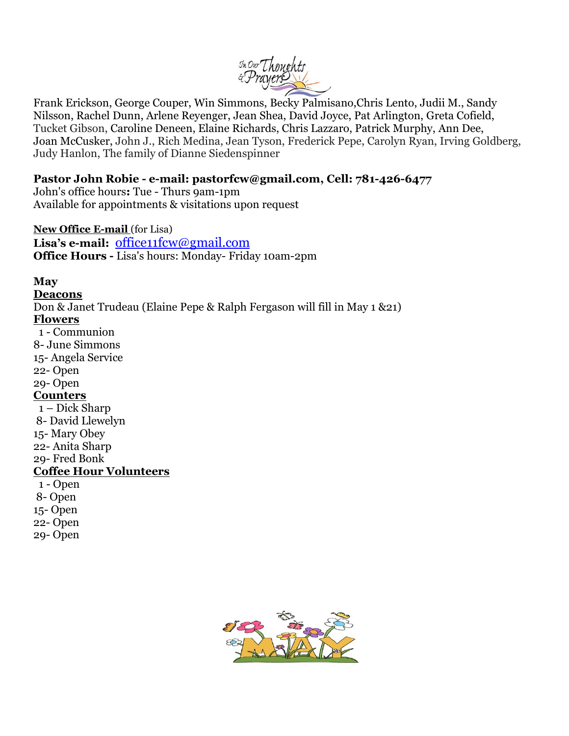Frank Erickson, George Couper, Win Simmons, Becky Palmisano,Chris Lento, Judii M., Sandy Nilsson, Rachel Dunn, Arlene Reyenger, Jean Shea, David Joyce, Pat Arlington, Greta Cofield, Tucket Gibson, Caroline Deneen, Elaine Richards, Chris Lazzaro, Patrick Murphy, Ann Dee, Joan McCusker, John J., Rich Medina, Jean Tyson, Frederick Pepe, Carolyn Ryan, Irving Goldberg, Judy Hanlon, The family of Dianne Siedenspinner

**Pastor John Robie - e-mail: pastorfcw@gmail.com, Cell: 781-426-6477**
John's office hours**:** Tue - Thurs 9am-1pm
Available for appointments & visitations upon request

**New Office E-mail** (for Lisa)
**Lisa's e-mail:** office11fcw@gmail.com
**Office Hours -** Lisa's hours: Monday- Friday 10am-2pm

**May**

**Deacons**

Don & Janet Trudeau (Elaine Pepe & Ralph Fergason will fill in May 1 &21)

**Flowers**

1 - Communion
8- June Simmons
15- Angela Service
22- Open
29- Open

**Counters**

1 – Dick Sharp
8- David Llewelyn
15- Mary Obey
22- Anita Sharp
29- Fred Bonk

**Coffee Hour Volunteers**

1 - Open
8- Open
15- Open
22- Open
29- Open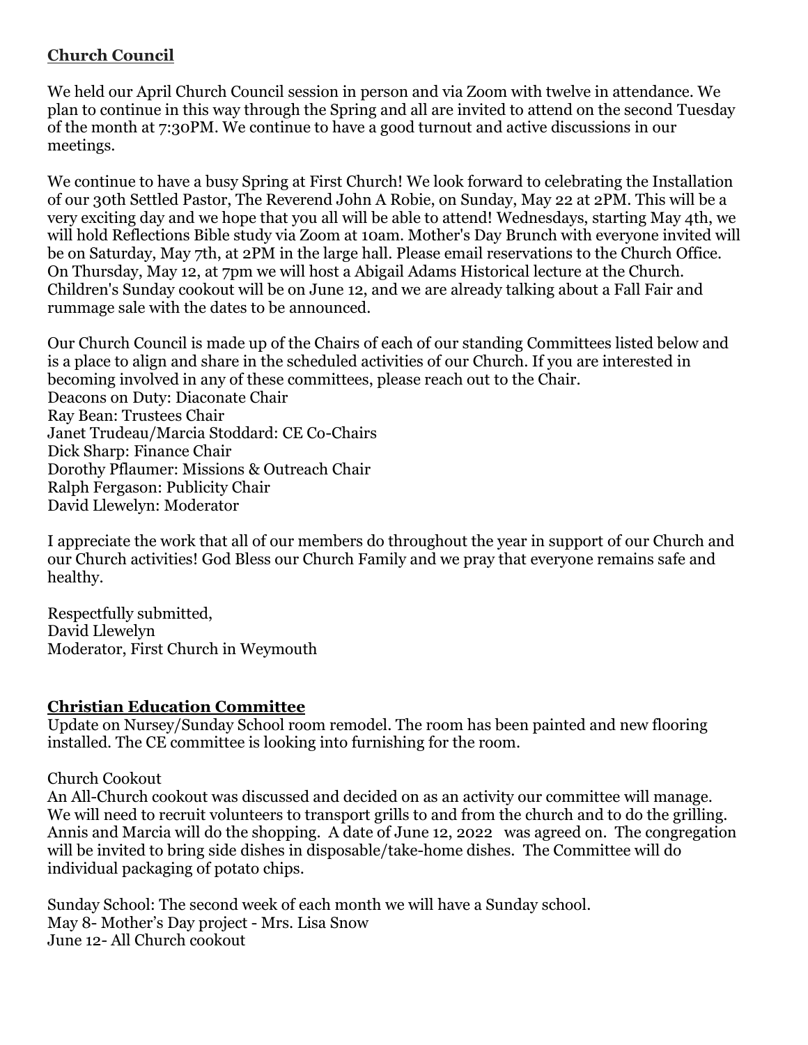## Church Council

We held our April Church Council session in person and via Zoom with twelve in attendance. We plan to continue in this way through the Spring and all are invited to attend on the second Tuesday of the month at 7:30PM. We continue to have a good turnout and active discussions in our meetings.

We continue to have a busy Spring at First Church! We look forward to celebrating the Installation of our 30th Settled Pastor, The Reverend John A Robie, on Sunday, May 22 at 2PM. This will be a very exciting day and we hope that you all will be able to attend! Wednesdays, starting May 4th, we will hold Reflections Bible study via Zoom at 10am. Mother's Day Brunch with everyone invited will be on Saturday, May 7th, at 2PM in the large hall. Please email reservations to the Church Office. On Thursday, May 12, at 7pm we will host a Abigail Adams Historical lecture at the Church. Children's Sunday cookout will be on June 12, and we are already talking about a Fall Fair and rummage sale with the dates to be announced.

Our Church Council is made up of the Chairs of each of our standing Committees listed below and is a place to align and share in the scheduled activities of our Church. If you are interested in becoming involved in any of these committees, please reach out to the Chair.
Deacons on Duty: Diaconate Chair
Ray Bean: Trustees Chair
Janet Trudeau/Marcia Stoddard: CE Co-Chairs
Dick Sharp: Finance Chair
Dorothy Pflaumer: Missions & Outreach Chair
Ralph Fergason: Publicity Chair
David Llewelyn: Moderator

I appreciate the work that all of our members do throughout the year in support of our Church and our Church activities! God Bless our Church Family and we pray that everyone remains safe and healthy.

Respectfully submitted,
David Llewelyn
Moderator, First Church in Weymouth

## Christian Education Committee

Update on Nursey/Sunday School room remodel. The room has been painted and new flooring installed. The CE committee is looking into furnishing for the room.

Church Cookout
An All-Church cookout was discussed and decided on as an activity our committee will manage. We will need to recruit volunteers to transport grills to and from the church and to do the grilling. Annis and Marcia will do the shopping. A date of June 12, 2022 was agreed on. The congregation will be invited to bring side dishes in disposable/take-home dishes. The Committee will do individual packaging of potato chips.

Sunday School: The second week of each month we will have a Sunday school.
May 8- Mother's Day project - Mrs. Lisa Snow
June 12- All Church cookout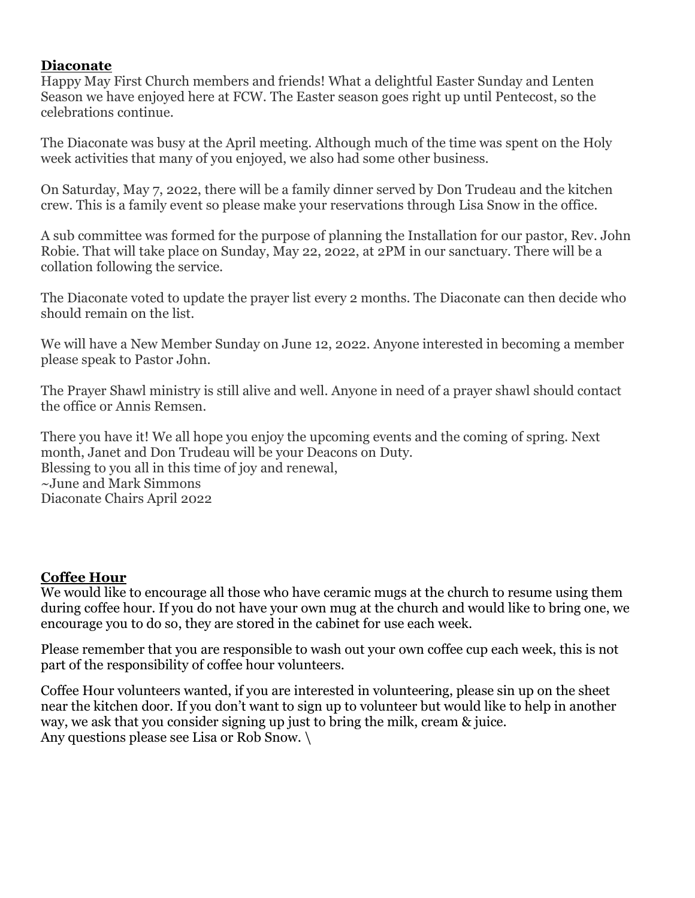## Diaconate

Happy May First Church members and friends! What a delightful Easter Sunday and Lenten Season we have enjoyed here at FCW. The Easter season goes right up until Pentecost, so the celebrations continue.

The Diaconate was busy at the April meeting. Although much of the time was spent on the Holy week activities that many of you enjoyed, we also had some other business.

On Saturday, May 7, 2022, there will be a family dinner served by Don Trudeau and the kitchen crew. This is a family event so please make your reservations through Lisa Snow in the office.

A sub committee was formed for the purpose of planning the Installation for our pastor, Rev. John Robie. That will take place on Sunday, May 22, 2022, at 2PM in our sanctuary. There will be a collation following the service.

The Diaconate voted to update the prayer list every 2 months. The Diaconate can then decide who should remain on the list.

We will have a New Member Sunday on June 12, 2022. Anyone interested in becoming a member please speak to Pastor John.

The Prayer Shawl ministry is still alive and well. Anyone in need of a prayer shawl should contact the office or Annis Remsen.

There you have it! We all hope you enjoy the upcoming events and the coming of spring. Next month, Janet and Don Trudeau will be your Deacons on Duty.
Blessing to you all in this time of joy and renewal,
~June and Mark Simmons
Diaconate Chairs April 2022

## Coffee Hour

We would like to encourage all those who have ceramic mugs at the church to resume using them during coffee hour. If you do not have your own mug at the church and would like to bring one, we encourage you to do so, they are stored in the cabinet for use each week.

Please remember that you are responsible to wash out your own coffee cup each week, this is not part of the responsibility of coffee hour volunteers.

Coffee Hour volunteers wanted, if you are interested in volunteering, please sin up on the sheet near the kitchen door. If you don't want to sign up to volunteer but would like to help in another way, we ask that you consider signing up just to bring the milk, cream & juice.
Any questions please see Lisa or Rob Snow. \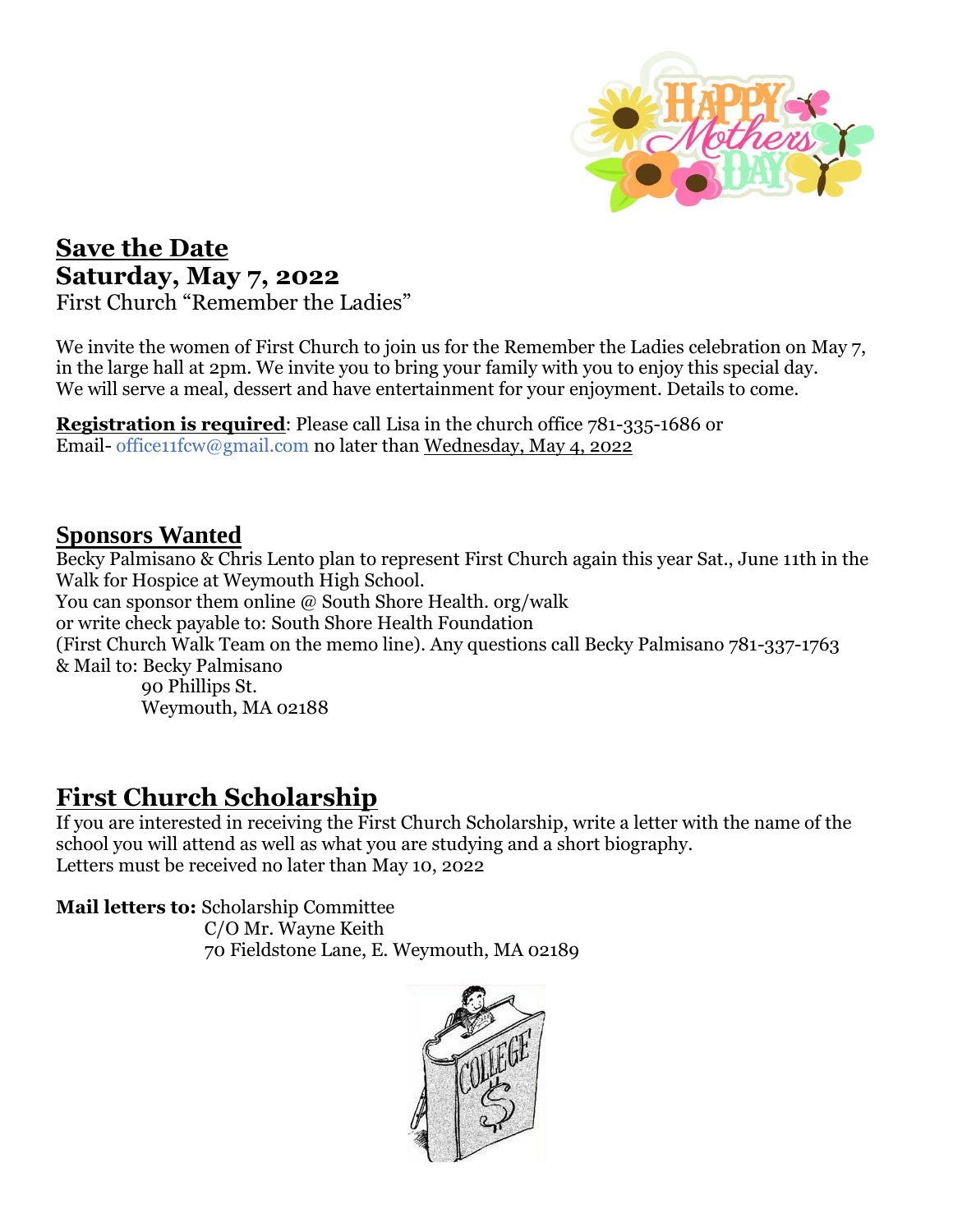## Save the Date

**Saturday, May 7, 2022**

First Church "Remember the Ladies"

We invite the women of First Church to join us for the Remember the Ladies celebration on May 7, in the large hall at 2pm. We invite you to bring your family with you to enjoy this special day. We will serve a meal, dessert and have entertainment for your enjoyment. Details to come.

**Registration is required**: Please call Lisa in the church office 781-335-1686 or Email- office11fcw@gmail.com no later than Wednesday, May 4, 2022

## Sponsors Wanted

Becky Palmisano & Chris Lento plan to represent First Church again this year Sat., June 11th in the Walk for Hospice at Weymouth High School.
You can sponsor them online @ South Shore Health. org/walk
or write check payable to: South Shore Health Foundation
(First Church Walk Team on the memo line). Any questions call Becky Palmisano 781-337-1763
& Mail to: Becky Palmisano
90 Phillips St.
Weymouth, MA 02188

## First Church Scholarship

If you are interested in receiving the First Church Scholarship, write a letter with the name of the school you will attend as well as what you are studying and a short biography.
Letters must be received no later than May 10, 2022

**Mail letters to:** Scholarship Committee
C/O Mr. Wayne Keith
70 Fieldstone Lane, E. Weymouth, MA 02189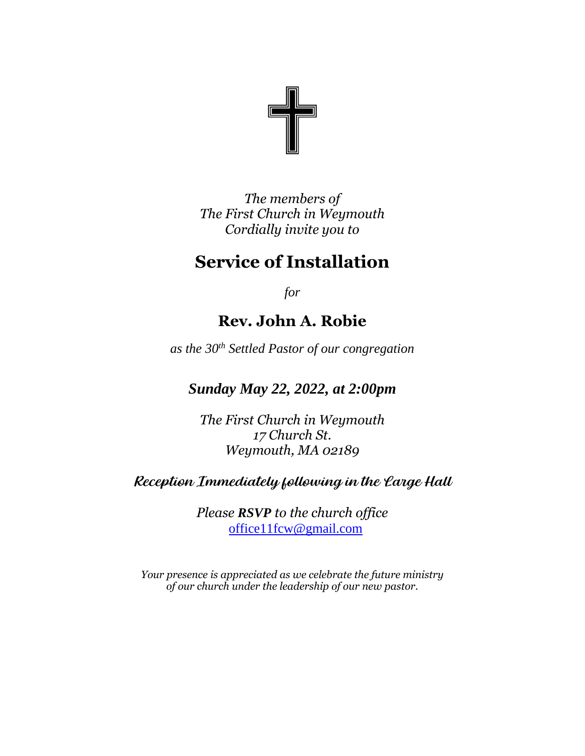*The members of*
*The First Church in Weymouth*
*Cordially invite you to*

# Service of Installation

*for*

## Rev. John A. Robie

*as the 30th Settled Pastor of our congregation*

***Sunday May 22, 2022, at 2:00pm***

*The First Church in Weymouth*
*17 Church St.*
*Weymouth, MA 02189*

**Reception Immediately following in the Large Hall**

*Please **RSVP** to the church office*
office11fcw@gmail.com

*Your presence is appreciated as we celebrate the future ministry of our church under the leadership of our new pastor.*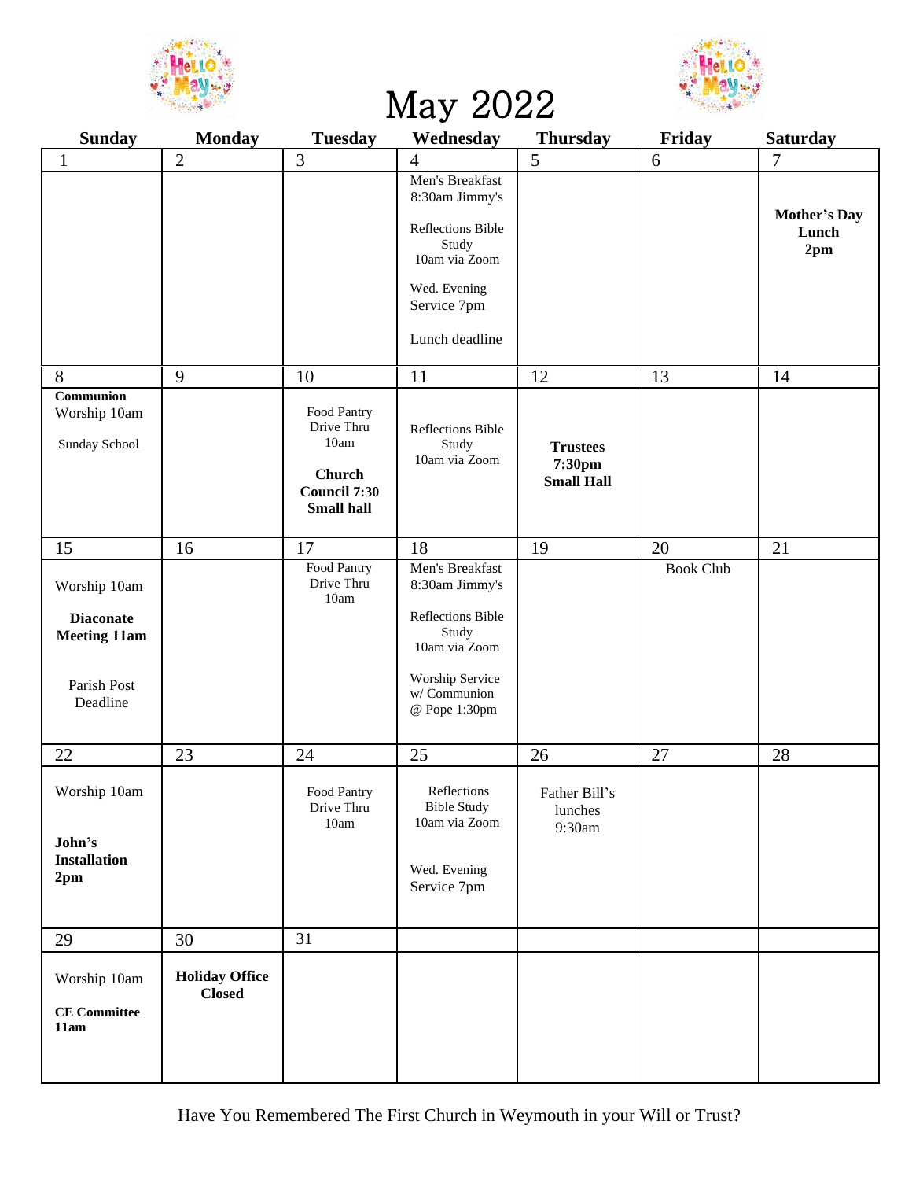# May 2022

| Sunday | Monday | Tuesday | Wednesday | Thursday | Friday | Saturday |
|---|---|---|---|---|---|---|
| 1 | 2 | 3 | 4 | 5 | 6 | 7 |
| | | | Men's Breakfast 8:30am Jimmy's<br><br>Reflections Bible Study 10am via Zoom<br><br>Wed. Evening Service 7pm<br><br>Lunch deadline | | | **Mother's Day Lunch 2pm** |
| 8 | 9 | 10 | 11 | 12 | 13 | 14 |
| **Communion** Worship 10am<br><br>Sunday School | | Food Pantry Drive Thru 10am<br><br>**Church Council 7:30 Small hall** | Reflections Bible Study 10am via Zoom | **Trustees 7:30pm Small Hall** | | |
| 15 | 16 | 17 | 18 | 19 | 20 | 21 |
| Worship 10am<br><br>**Diaconate Meeting 11am**<br><br>Parish Post Deadline | | Food Pantry Drive Thru 10am | Men's Breakfast 8:30am Jimmy's<br><br>Reflections Bible Study 10am via Zoom<br><br>Worship Service w/ Communion @ Pope 1:30pm | | Book Club | |
| 22 | 23 | 24 | 25 | 26 | 27 | 28 |
| Worship 10am<br><br>**John's Installation 2pm** | | Food Pantry Drive Thru 10am | Reflections Bible Study 10am via Zoom<br><br>Wed. Evening Service 7pm | Father Bill's lunches 9:30am | | |
| 29 | 30 | 31 | | | | |
| Worship 10am<br><br>**CE Committee 11am** | **Holiday Office Closed** | | | | | |

Have You Remembered The First Church in Weymouth in your Will or Trust?